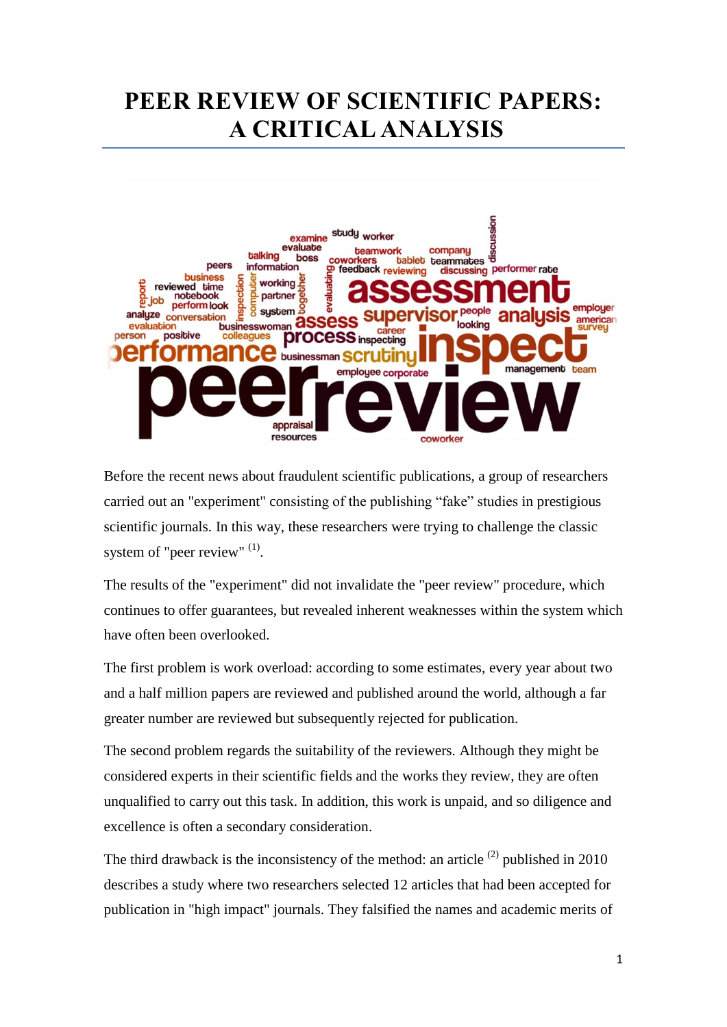# PEER REVIEW OF SCIENTIFIC PAPERS: A CRITICAL ANALYSIS

Before the recent news about fraudulent scientific publications, a group of researchers carried out an "experiment" consisting of the publishing “fake” studies in prestigious scientific journals. In this way, these researchers were trying to challenge the classic system of "peer review" [(1)].

The results of the "experiment" did not invalidate the "peer review" procedure, which continues to offer guarantees, but revealed inherent weaknesses within the system which have often been overlooked.

The first problem is work overload: according to some estimates, every year about two and a half million papers are reviewed and published around the world, although a far greater number are reviewed but subsequently rejected for publication.

The second problem regards the suitability of the reviewers. Although they might be considered experts in their scientific fields and the works they review, they are often unqualified to carry out this task. In addition, this work is unpaid, and so diligence and excellence is often a secondary consideration.

The third drawback is the inconsistency of the method: an article [(2)] published in 2010 describes a study where two researchers selected 12 articles that had been accepted for publication in "high impact" journals. They falsified the names and academic merits of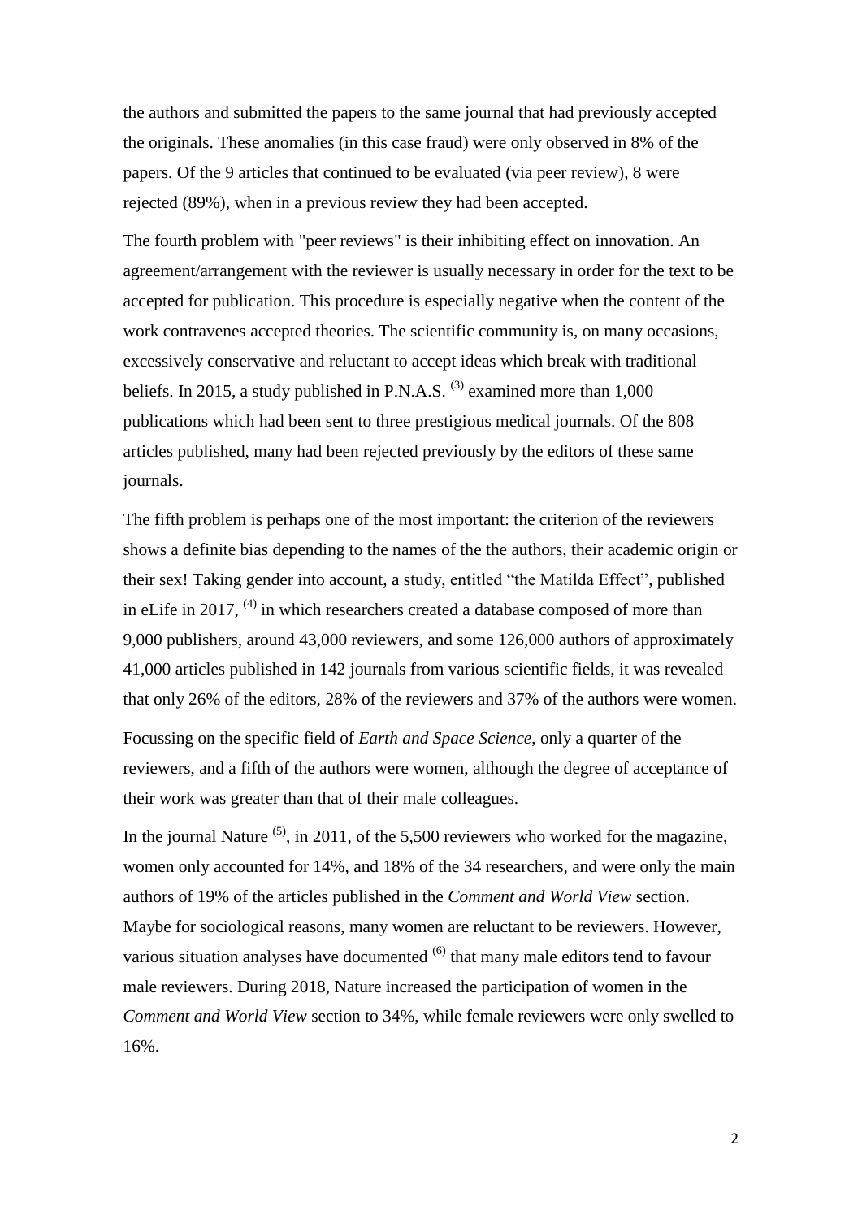the authors and submitted the papers to the same journal that had previously accepted the originals. These anomalies (in this case fraud) were only observed in 8% of the papers. Of the 9 articles that continued to be evaluated (via peer review), 8 were rejected (89%), when in a previous review they had been accepted.

The fourth problem with "peer reviews" is their inhibiting effect on innovation. An agreement/arrangement with the reviewer is usually necessary in order for the text to be accepted for publication. This procedure is especially negative when the content of the work contravenes accepted theories. The scientific community is, on many occasions, excessively conservative and reluctant to accept ideas which break with traditional beliefs. In 2015, a study published in P.N.A.S. (3) examined more than 1,000 publications which had been sent to three prestigious medical journals. Of the 808 articles published, many had been rejected previously by the editors of these same journals.

The fifth problem is perhaps one of the most important: the criterion of the reviewers shows a definite bias depending to the names of the the authors, their academic origin or their sex! Taking gender into account, a study, entitled "the Matilda Effect", published in eLife in 2017, (4) in which researchers created a database composed of more than 9,000 publishers, around 43,000 reviewers, and some 126,000 authors of approximately 41,000 articles published in 142 journals from various scientific fields, it was revealed that only 26% of the editors, 28% of the reviewers and 37% of the authors were women.

Focussing on the specific field of *Earth and Space Science*, only a quarter of the reviewers, and a fifth of the authors were women, although the degree of acceptance of their work was greater than that of their male colleagues.

In the journal Nature (5), in 2011, of the 5,500 reviewers who worked for the magazine, women only accounted for 14%, and 18% of the 34 researchers, and were only the main authors of 19% of the articles published in the *Comment and World View* section. Maybe for sociological reasons, many women are reluctant to be reviewers. However, various situation analyses have documented (6) that many male editors tend to favour male reviewers. During 2018, Nature increased the participation of women in the *Comment and World View* section to 34%, while female reviewers were only swelled to 16%.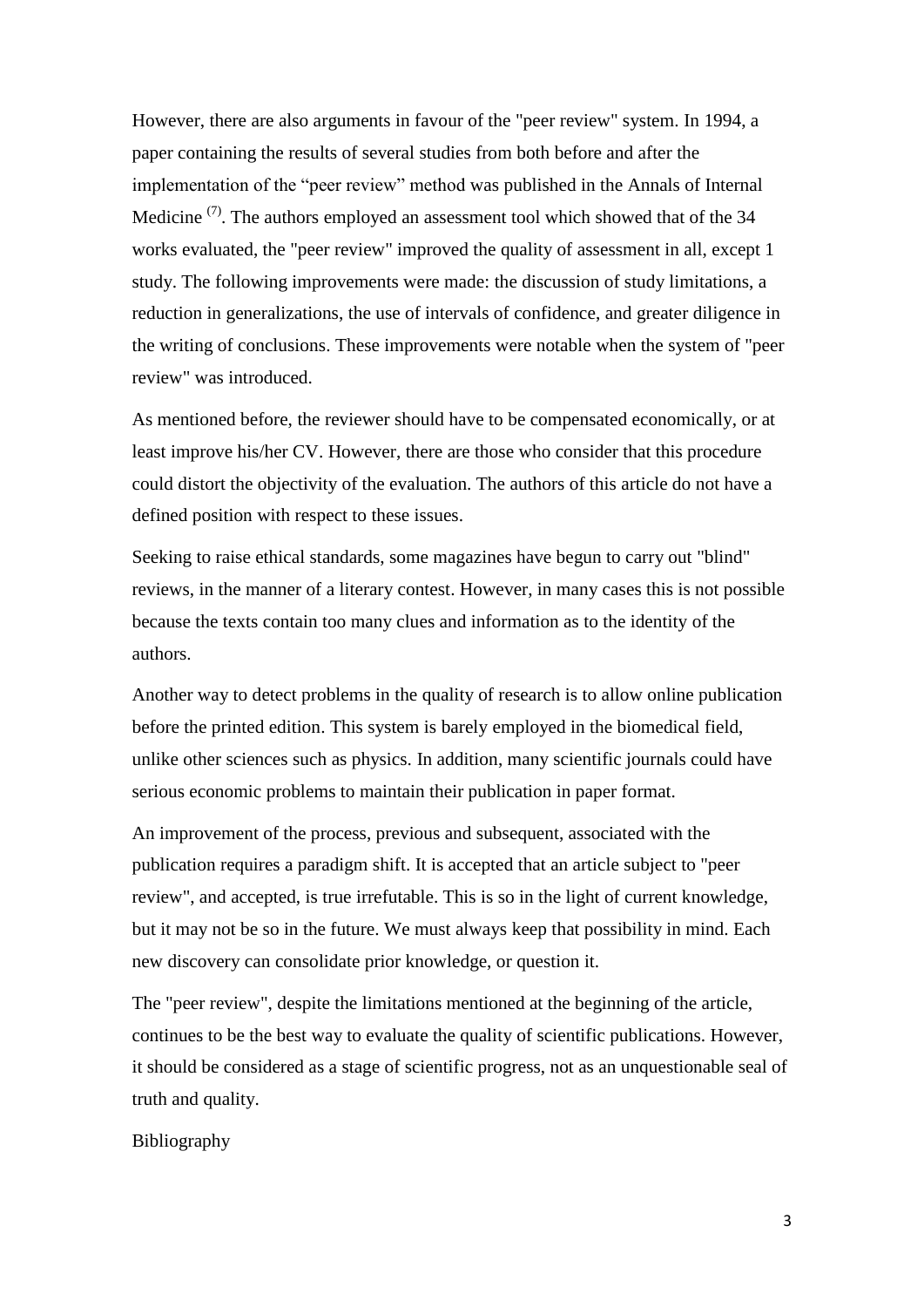However, there are also arguments in favour of the "peer review" system. In 1994, a paper containing the results of several studies from both before and after the implementation of the “peer review” method was published in the Annals of Internal Medicine [(7)]. The authors employed an assessment tool which showed that of the 34 works evaluated, the "peer review" improved the quality of assessment in all, except 1 study. The following improvements were made: the discussion of study limitations, a reduction in generalizations, the use of intervals of confidence, and greater diligence in the writing of conclusions. These improvements were notable when the system of "peer review" was introduced.

As mentioned before, the reviewer should have to be compensated economically, or at least improve his/her CV. However, there are those who consider that this procedure could distort the objectivity of the evaluation. The authors of this article do not have a defined position with respect to these issues.

Seeking to raise ethical standards, some magazines have begun to carry out "blind" reviews, in the manner of a literary contest. However, in many cases this is not possible because the texts contain too many clues and information as to the identity of the authors.

Another way to detect problems in the quality of research is to allow online publication before the printed edition. This system is barely employed in the biomedical field, unlike other sciences such as physics. In addition, many scientific journals could have serious economic problems to maintain their publication in paper format.

An improvement of the process, previous and subsequent, associated with the publication requires a paradigm shift. It is accepted that an article subject to "peer review", and accepted, is true irrefutable. This is so in the light of current knowledge, but it may not be so in the future. We must always keep that possibility in mind. Each new discovery can consolidate prior knowledge, or question it.

The "peer review", despite the limitations mentioned at the beginning of the article, continues to be the best way to evaluate the quality of scientific publications. However, it should be considered as a stage of scientific progress, not as an unquestionable seal of truth and quality.

Bibliography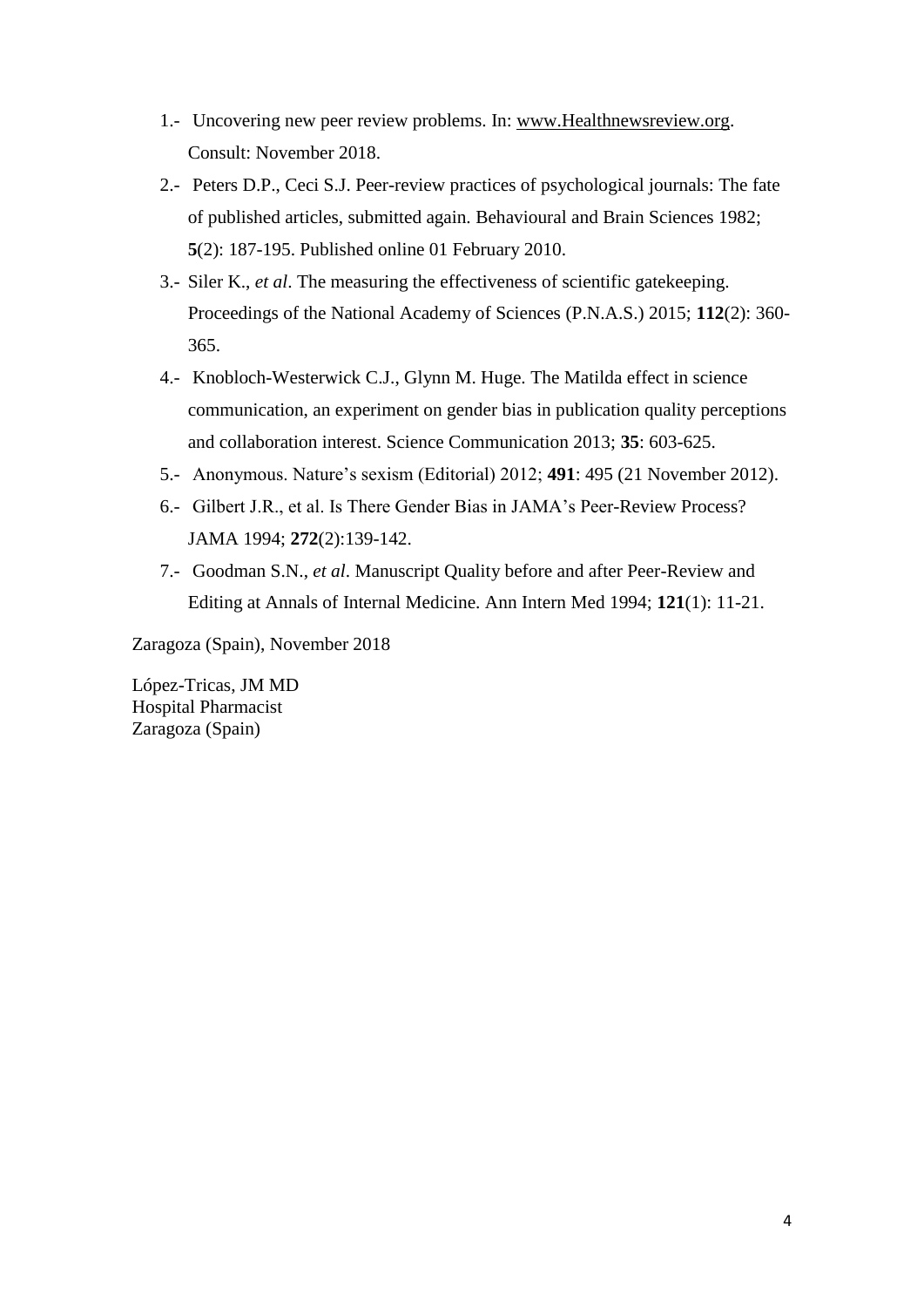1.- Uncovering new peer review problems. In: www.Healthnewsreview.org. Consult: November 2018.

2.- Peters D.P., Ceci S.J. Peer-review practices of psychological journals: The fate of published articles, submitted again. Behavioural and Brain Sciences 1982; **5**(2): 187-195. Published online 01 February 2010.

3.- Siler K., *et al*. The measuring the effectiveness of scientific gatekeeping. Proceedings of the National Academy of Sciences (P.N.A.S.) 2015; **112**(2): 360-365.

4.- Knobloch-Westerwick C.J., Glynn M. Huge. The Matilda effect in science communication, an experiment on gender bias in publication quality perceptions and collaboration interest. Science Communication 2013; **35**: 603-625.

5.- Anonymous. Nature's sexism (Editorial) 2012; **491**: 495 (21 November 2012).

6.- Gilbert J.R., et al. Is There Gender Bias in JAMA's Peer-Review Process? JAMA 1994; **272**(2):139-142.

7.- Goodman S.N., *et al*. Manuscript Quality before and after Peer-Review and Editing at Annals of Internal Medicine. Ann Intern Med 1994; **121**(1): 11-21.

Zaragoza (Spain), November 2018

López-Tricas, JM MD
Hospital Pharmacist
Zaragoza (Spain)